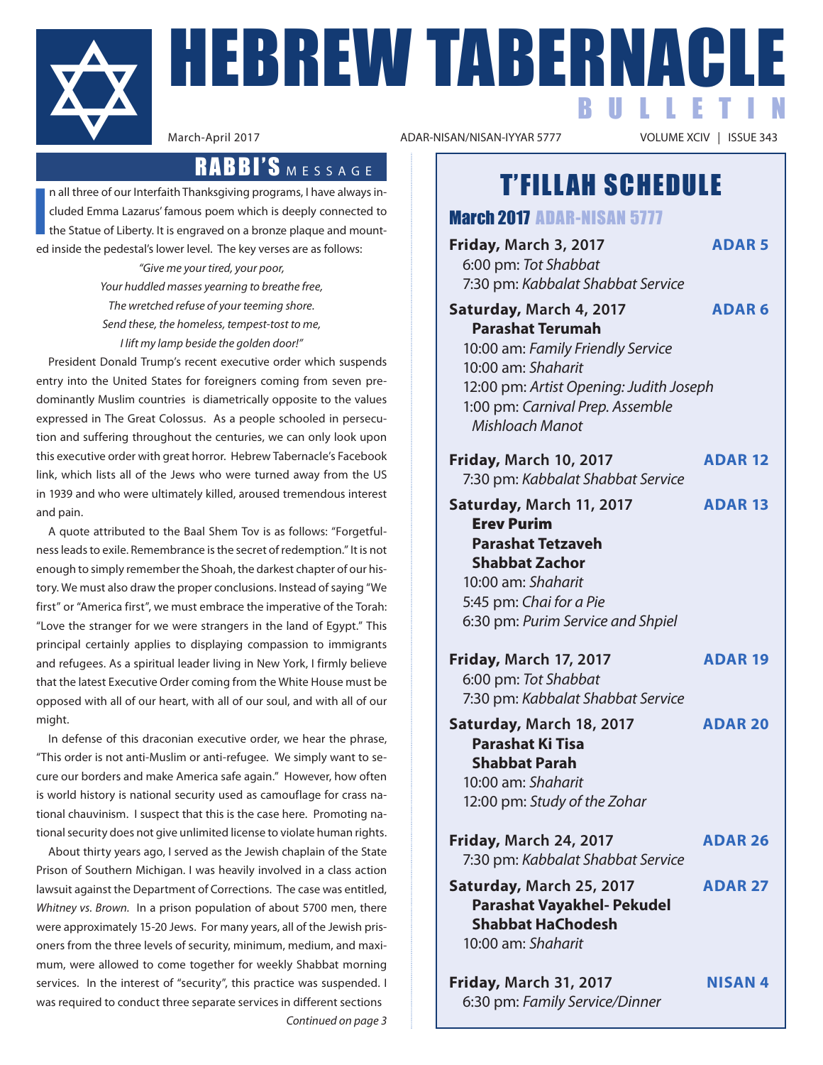# HEBREW TABERNACLE BULLETIN

March-April 2017 ADAR-NISAN/NISAN-IYYAR 5777 VOLUME XCIV | ISSUE 343

## RABBI'S MESSAGE

In all three of our Interfaith Thanksgiving programs, I have always included Emma Lazarus' famous poem which is deeply connected to the Statue of Liberty. It is engraved on a bronze plaque and mounted inside the pedestal's lower level. The key verses are as follows:

*"Give me your tired, your poor,*
*Your huddled masses yearning to breathe free,*
*The wretched refuse of your teeming shore.*
*Send these, the homeless, tempest-tost to me,*
*I lift my lamp beside the golden door!"*

President Donald Trump's recent executive order which suspends entry into the United States for foreigners coming from seven predominantly Muslim countries is diametrically opposite to the values expressed in The Great Colossus. As a people schooled in persecution and suffering throughout the centuries, we can only look upon this executive order with great horror. Hebrew Tabernacle's Facebook link, which lists all of the Jews who were turned away from the US in 1939 and who were ultimately killed, aroused tremendous interest and pain.

A quote attributed to the Baal Shem Tov is as follows: "Forgetfulness leads to exile. Remembrance is the secret of redemption." It is not enough to simply remember the Shoah, the darkest chapter of our history. We must also draw the proper conclusions. Instead of saying "We first" or "America first", we must embrace the imperative of the Torah: "Love the stranger for we were strangers in the land of Egypt." This principal certainly applies to displaying compassion to immigrants and refugees. As a spiritual leader living in New York, I firmly believe that the latest Executive Order coming from the White House must be opposed with all of our heart, with all of our soul, and with all of our might.

In defense of this draconian executive order, we hear the phrase, "This order is not anti-Muslim or anti-refugee. We simply want to secure our borders and make America safe again." However, how often is world history is national security used as camouflage for crass national chauvinism. I suspect that this is the case here. Promoting national security does not give unlimited license to violate human rights.

About thirty years ago, I served as the Jewish chaplain of the State Prison of Southern Michigan. I was heavily involved in a class action lawsuit against the Department of Corrections. The case was entitled, *Whitney vs. Brown.* In a prison population of about 5700 men, there were approximately 15-20 Jews. For many years, all of the Jewish prisoners from the three levels of security, minimum, medium, and maximum, were allowed to come together for weekly Shabbat morning services. In the interest of "security", this practice was suspended. I was required to conduct three separate services in different sections

*Continued on page 3*

## T'FILLAH SCHEDULE

### March 2017 ADAR-NISAN 5777

**Friday, March 3, 2017** — **ADAR 5**
6:00 pm: *Tot Shabbat*
7:30 pm: *Kabbalat Shabbat Service*

**Saturday, March 4, 2017** — **ADAR 6**
**Parashat Terumah**
10:00 am: *Family Friendly Service*
10:00 am: *Shaharit*
12:00 pm: *Artist Opening: Judith Joseph*
1:00 pm: *Carnival Prep. Assemble Mishloach Manot*

**Friday, March 10, 2017** — **ADAR 12**
7:30 pm: *Kabbalat Shabbat Service*

**Saturday, March 11, 2017** — **ADAR 13**
**Erev Purim**
**Parashat Tetzaveh**
**Shabbat Zachor**
10:00 am: *Shaharit*
5:45 pm: *Chai for a Pie*
6:30 pm: *Purim Service and Shpiel*

**Friday, March 17, 2017** — **ADAR 19**
6:00 pm: *Tot Shabbat*
7:30 pm: *Kabbalat Shabbat Service*

**Saturday, March 18, 2017** — **ADAR 20**
**Parashat Ki Tisa**
**Shabbat Parah**
10:00 am: *Shaharit*
12:00 pm: *Study of the Zohar*

**Friday, March 24, 2017** — **ADAR 26**
7:30 pm: *Kabbalat Shabbat Service*

**Saturday, March 25, 2017** — **ADAR 27**
**Parashat Vayakhel- Pekudel**
**Shabbat HaChodesh**
10:00 am: *Shaharit*

**Friday, March 31, 2017** — **NISAN 4**
6:30 pm: *Family Service/Dinner*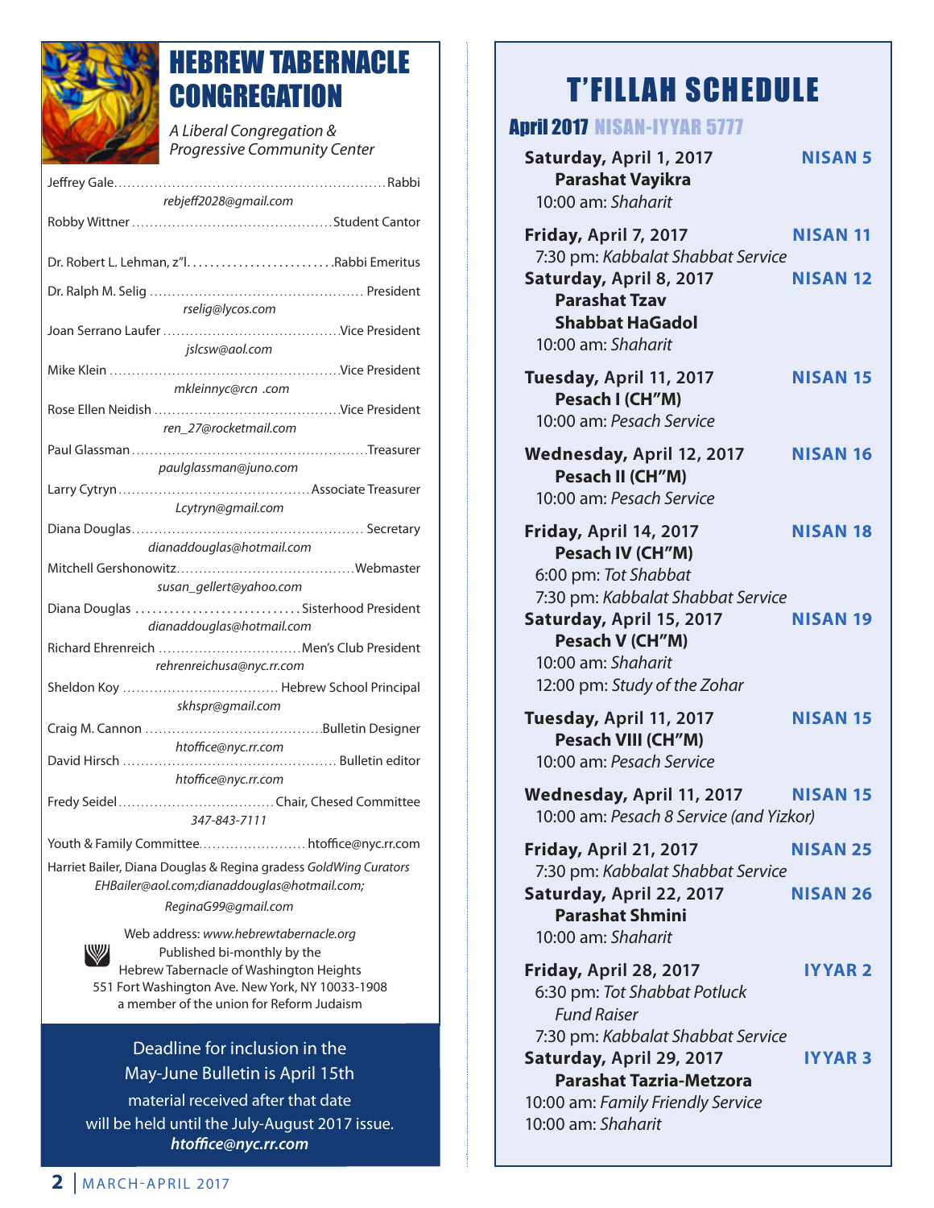# HEBREW TABERNACLE CONGREGATION

*A Liberal Congregation & Progressive Community Center*

Jeffrey Gale............................................................Rabbi
*rebjeff2028@gmail.com*

Robby Wittner ............................................Student Cantor

Dr. Robert L. Lehman, z"l.........................Rabbi Emeritus

Dr. Ralph M. Selig ............................................... President
*rselig@lycos.com*

Joan Serrano Laufer ......................................Vice President
*jslcsw@aol.com*

Mike Klein ..................................................Vice President
*mkleinnyc@rcn .com*

Rose Ellen Neidish ........................................Vice President
*ren_27@rocketmail.com*

Paul Glassman ...................................................Treasurer
*paulglassman@juno.com*

Larry Cytryn ..........................................Associate Treasurer
*Lcytryn@gmail.com*

Diana Douglas.................................................. Secretary
*dianaddouglas@hotmail.com*

Mitchell Gershonowitz.......................................Webmaster
*susan_gellert@yahoo.com*

Diana Douglas ............................Sisterhood President
*dianaddouglas@hotmail.com*

Richard Ehrenreich ...............................Men's Club President
*rehrenreichusa@nyc.rr.com*

Sheldon Koy .................................. Hebrew School Principal
*skhspr@gmail.com*

Craig M. Cannon .......................................Bulletin Designer
*htoffice@nyc.rr.com*

David Hirsch ............................................... Bulletin editor
*htoffice@nyc.rr.com*

Fredy Seidel..................................Chair, Chesed Committee
*347-843-7111*

Youth & Family Committee........................ htoffice@nyc.rr.com

Harriet Bailer, Diana Douglas & Regina gradess *GoldWing Curators*
*EHBailer@aol.com;dianaddouglas@hotmail.com; ReginaG99@gmail.com*

Web address: *www.hebrewtabernacle.org*
Published bi-monthly by the
Hebrew Tabernacle of Washington Heights
551 Fort Washington Ave. New York, NY 10033-1908
a member of the union for Reform Judaism

Deadline for inclusion in the May-June Bulletin is April 15th material received after that date will be held until the July-August 2017 issue.
***htoffice@nyc.rr.com***

# T'FILLAH SCHEDULE

## April 2017 NISAN-IYYAR 5777

**Saturday, April 1, 2017** — **NISAN 5**
**Parashat Vayikra**
10:00 am: *Shaharit*

**Friday, April 7, 2017** — **NISAN 11**
7:30 pm: *Kabbalat Shabbat Service*

**Saturday, April 8, 2017** — **NISAN 12**
**Parashat Tzav**
**Shabbat HaGadol**
10:00 am: *Shaharit*

**Tuesday, April 11, 2017** — **NISAN 15**
**Pesach I (CH"M)**
10:00 am: *Pesach Service*

**Wednesday, April 12, 2017** — **NISAN 16**
**Pesach II (CH"M)**
10:00 am: *Pesach Service*

**Friday, April 14, 2017** — **NISAN 18**
**Pesach IV (CH"M)**
6:00 pm: *Tot Shabbat*
7:30 pm: *Kabbalat Shabbat Service*

**Saturday, April 15, 2017** — **NISAN 19**
**Pesach V (CH"M)**
10:00 am: *Shaharit*
12:00 pm: *Study of the Zohar*

**Tuesday, April 11, 2017** — **NISAN 15**
**Pesach VIII (CH"M)**
10:00 am: *Pesach Service*

**Wednesday, April 11, 2017** — **NISAN 15**
10:00 am: *Pesach 8 Service (and Yizkor)*

**Friday, April 21, 2017** — **NISAN 25**
7:30 pm: *Kabbalat Shabbat Service*

**Saturday, April 22, 2017** — **NISAN 26**
**Parashat Shmini**
10:00 am: *Shaharit*

**Friday, April 28, 2017** — **IYYAR 2**
6:30 pm: *Tot Shabbat Potluck Fund Raiser*
7:30 pm: *Kabbalat Shabbat Service*

**Saturday, April 29, 2017** — **IYYAR 3**
**Parashat Tazria-Metzora**
10:00 am: *Family Friendly Service*
10:00 am: *Shaharit*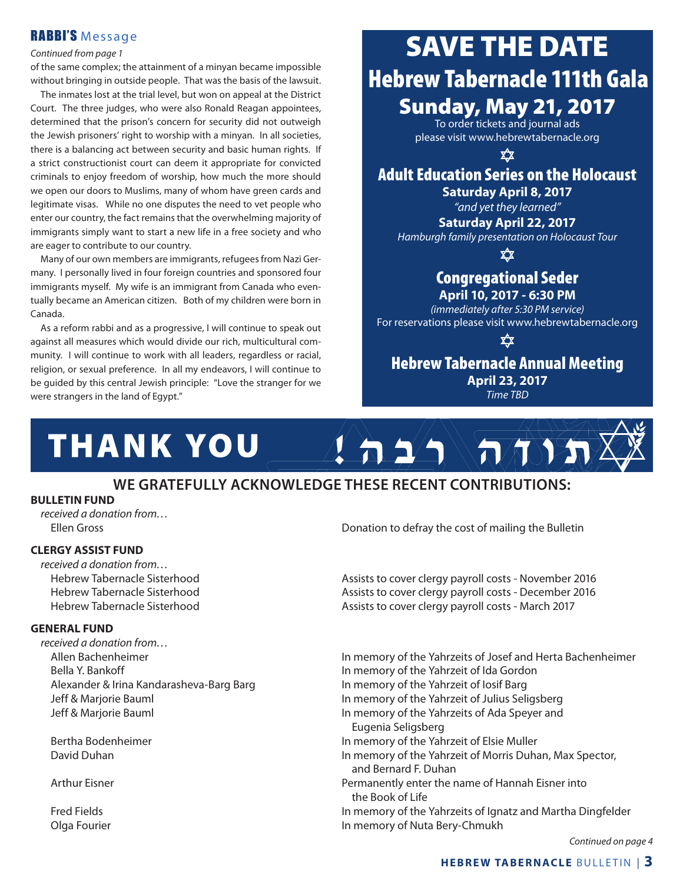## RABBI'S Message

*Continued from page 1*

of the same complex; the attainment of a minyan became impossible without bringing in outside people. That was the basis of the lawsuit.

The inmates lost at the trial level, but won on appeal at the District Court. The three judges, who were also Ronald Reagan appointees, determined that the prison's concern for security did not outweigh the Jewish prisoners' right to worship with a minyan. In all societies, there is a balancing act between security and basic human rights. If a strict constructionist court can deem it appropriate for convicted criminals to enjoy freedom of worship, how much the more should we open our doors to Muslims, many of whom have green cards and legitimate visas. While no one disputes the need to vet people who enter our country, the fact remains that the overwhelming majority of immigrants simply want to start a new life in a free society and who are eager to contribute to our country.

Many of our own members are immigrants, refugees from Nazi Germany. I personally lived in four foreign countries and sponsored four immigrants myself. My wife is an immigrant from Canada who eventually became an American citizen. Both of my children were born in Canada.

As a reform rabbi and as a progressive, I will continue to speak out against all measures which would divide our rich, multicultural community. I will continue to work with all leaders, regardless or racial, religion, or sexual preference. In all my endeavors, I will continue to be guided by this central Jewish principle: "Love the stranger for we were strangers in the land of Egypt."

# SAVE THE DATE

## Hebrew Tabernacle 111th Gala

**Sunday, May 21, 2017**

To order tickets and journal ads please visit www.hebrewtabernacle.org

✡

## Adult Education Series on the Holocaust

**Saturday April 8, 2017**

*"and yet they learned"*

**Saturday April 22, 2017**

*Hamburgh family presentation on Holocaust Tour*

✡

## Congregational Seder

**April 10, 2017 - 6:30 PM**

*(immediately after 5:30 PM service)*

For reservations please visit www.hebrewtabernacle.org

✡

## Hebrew Tabernacle Annual Meeting

**April 23, 2017**

*Time TBD*

# THANK YOU תודה רבה!

## WE GRATEFULLY ACKNOWLEDGE THESE RECENT CONTRIBUTIONS:

**BULLETIN FUND**

*received a donation from…*

| | |
|---|---|
| Ellen Gross | Donation to defray the cost of mailing the Bulletin |

**CLERGY ASSIST FUND**

*received a donation from…*

| | |
|---|---|
| Hebrew Tabernacle Sisterhood | Assists to cover clergy payroll costs - November 2016 |
| Hebrew Tabernacle Sisterhood | Assists to cover clergy payroll costs - December 2016 |
| Hebrew Tabernacle Sisterhood | Assists to cover clergy payroll costs - March 2017 |

**GENERAL FUND**

*received a donation from…*

| | |
|---|---|
| Allen Bachenheimer | In memory of the Yahrzeits of Josef and Herta Bachenheimer |
| Bella Y. Bankoff | In memory of the Yahrzeit of Ida Gordon |
| Alexander & Irina Kandarasheva-Barg Barg | In memory of the Yahrzeit of Iosif Barg |
| Jeff & Marjorie Bauml | In memory of the Yahrzeit of Julius Seligsberg |
| Jeff & Marjorie Bauml | In memory of the Yahrzeits of Ada Speyer and Eugenia Seligsberg |
| Bertha Bodenheimer | In memory of the Yahrzeit of Elsie Muller |
| David Duhan | In memory of the Yahrzeit of Morris Duhan, Max Spector, and Bernard F. Duhan |
| Arthur Eisner | Permanently enter the name of Hannah Eisner into the Book of Life |
| Fred Fields | In memory of the Yahrzeits of Ignatz and Martha Dingfelder |
| Olga Fourier | In memory of Nuta Bery-Chmukh |

*Continued on page 4*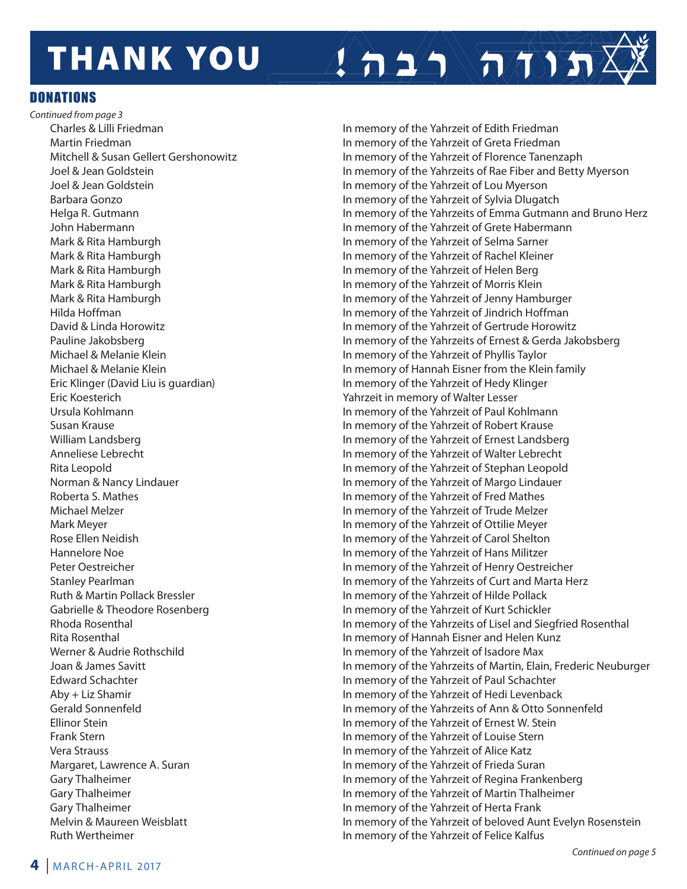# THANK YOU

# תודה רבה!

## DONATIONS

*Continued from page 3*

| Donor | Dedication |
|---|---|
| Charles & Lilli Friedman | In memory of the Yahrzeit of Edith Friedman |
| Martin Friedman | In memory of the Yahrzeit of Greta Friedman |
| Mitchell & Susan Gellert Gershonowitz | In memory of the Yahrzeit of Florence Tanenzaph |
| Joel & Jean Goldstein | In memory of the Yahrzeits of Rae Fiber and Betty Myerson |
| Joel & Jean Goldstein | In memory of the Yahrzeit of Lou Myerson |
| Barbara Gonzo | In memory of the Yahrzeit of Sylvia Dlugatch |
| Helga R. Gutmann | In memory of the Yahrzeits of Emma Gutmann and Bruno Herz |
| John Habermann | In memory of the Yahrzeit of Grete Habermann |
| Mark & Rita Hamburgh | In memory of the Yahrzeit of Selma Sarner |
| Mark & Rita Hamburgh | In memory of the Yahrzeit of Rachel Kleiner |
| Mark & Rita Hamburgh | In memory of the Yahrzeit of Helen Berg |
| Mark & Rita Hamburgh | In memory of the Yahrzeit of Morris Klein |
| Mark & Rita Hamburgh | In memory of the Yahrzeit of Jenny Hamburger |
| Hilda Hoffman | In memory of the Yahrzeit of Jindrich Hoffman |
| David & Linda Horowitz | In memory of the Yahrzeit of Gertrude Horowitz |
| Pauline Jakobsberg | In memory of the Yahrzeits of Ernest & Gerda Jakobsberg |
| Michael & Melanie Klein | In memory of the Yahrzeit of Phyllis Taylor |
| Michael & Melanie Klein | In memory of Hannah Eisner from the Klein family |
| Eric Klinger (David Liu is guardian) | In memory of the Yahrzeit of Hedy Klinger |
| Eric Koesterich | Yahrzeit in memory of Walter Lesser |
| Ursula Kohlmann | In memory of the Yahrzeit of Paul Kohlmann |
| Susan Krause | In memory of the Yahrzeit of Robert Krause |
| William Landsberg | In memory of the Yahrzeit of Ernest Landsberg |
| Anneliese Lebrecht | In memory of the Yahrzeit of Walter Lebrecht |
| Rita Leopold | In memory of the Yahrzeit of Stephan Leopold |
| Norman & Nancy Lindauer | In memory of the Yahrzeit of Margo Lindauer |
| Roberta S. Mathes | In memory of the Yahrzeit of Fred Mathes |
| Michael Melzer | In memory of the Yahrzeit of Trude Melzer |
| Mark Meyer | In memory of the Yahrzeit of Ottilie Meyer |
| Rose Ellen Neidish | In memory of the Yahrzeit of Carol Shelton |
| Hannelore Noe | In memory of the Yahrzeit of Hans Militzer |
| Peter Oestreicher | In memory of the Yahrzeit of Henry Oestreicher |
| Stanley Pearlman | In memory of the Yahrzeits of Curt and Marta Herz |
| Ruth & Martin Pollack Bressler | In memory of the Yahrzeit of Hilde Pollack |
| Gabrielle & Theodore Rosenberg | In memory of the Yahrzeit of Kurt Schickler |
| Rhoda Rosenthal | In memory of the Yahrzeits of Lisel and Siegfried Rosenthal |
| Rita Rosenthal | In memory of Hannah Eisner and Helen Kunz |
| Werner & Audrie Rothschild | In memory of the Yahrzeit of Isadore Max |
| Joan & James Savitt | In memory of the Yahrzeits of Martin, Elain, Frederic Neuburger |
| Edward Schachter | In memory of the Yahrzeit of Paul Schachter |
| Aby + Liz Shamir | In memory of the Yahrzeit of Hedi Levenback |
| Gerald Sonnenfeld | In memory of the Yahrzeits of Ann & Otto Sonnenfeld |
| Ellinor Stein | In memory of the Yahrzeit of Ernest W. Stein |
| Frank Stern | In memory of the Yahrzeit of Louise Stern |
| Vera Strauss | In memory of the Yahrzeit of Alice Katz |
| Margaret, Lawrence A. Suran | In memory of the Yahrzeit of Frieda Suran |
| Gary Thalheimer | In memory of the Yahrzeit of Regina Frankenberg |
| Gary Thalheimer | In memory of the Yahrzeit of Martin Thalheimer |
| Gary Thalheimer | In memory of the Yahrzeit of Herta Frank |
| Melvin & Maureen Weisblatt | In memory of the Yahrzeit of beloved Aunt Evelyn Rosenstein |
| Ruth Wertheimer | In memory of the Yahrzeit of Felice Kalfus |

*Continued on page 5*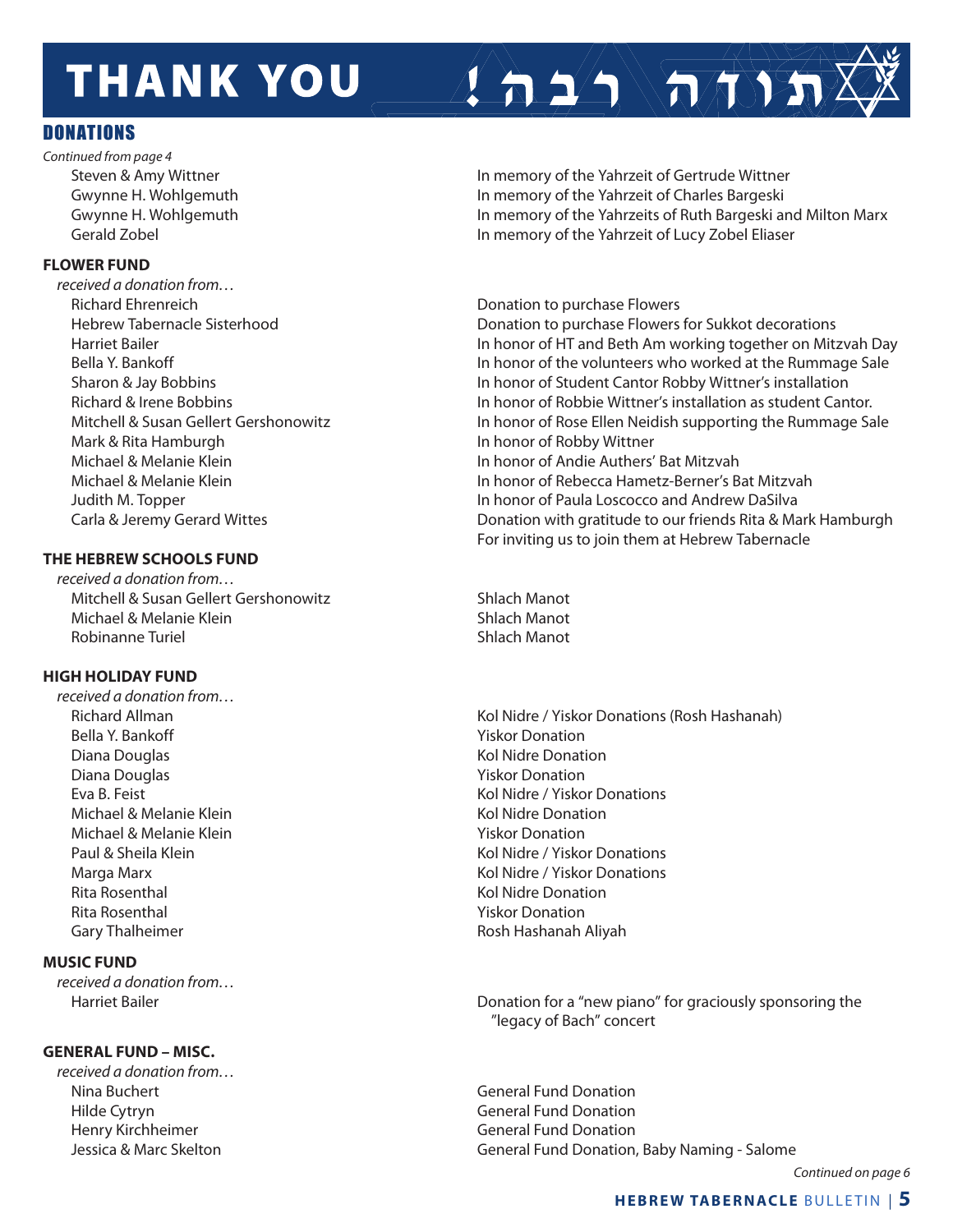# THANK YOU תודה רבה!

## DONATIONS

*Continued from page 4*

| | |
|---|---|
| Steven & Amy Wittner | In memory of the Yahrzeit of Gertrude Wittner |
| Gwynne H. Wohlgemuth | In memory of the Yahrzeit of Charles Bargeski |
| Gwynne H. Wohlgemuth | In memory of the Yahrzeits of Ruth Bargeski and Milton Marx |
| Gerald Zobel | In memory of the Yahrzeit of Lucy Zobel Eliaser |

### FLOWER FUND

*received a donation from…*

| | |
|---|---|
| Richard Ehrenreich | Donation to purchase Flowers |
| Hebrew Tabernacle Sisterhood | Donation to purchase Flowers for Sukkot decorations |
| Harriet Bailer | In honor of HT and Beth Am working together on Mitzvah Day |
| Bella Y. Bankoff | In honor of the volunteers who worked at the Rummage Sale |
| Sharon & Jay Bobbins | In honor of Student Cantor Robby Wittner's installation |
| Richard & Irene Bobbins | In honor of Robbie Wittner's installation as student Cantor. |
| Mitchell & Susan Gellert Gershonowitz | In honor of Rose Ellen Neidish supporting the Rummage Sale |
| Mark & Rita Hamburgh | In honor of Robby Wittner |
| Michael & Melanie Klein | In honor of Andie Authers' Bat Mitzvah |
| Michael & Melanie Klein | In honor of Rebecca Hametz-Berner's Bat Mitzvah |
| Judith M. Topper | In honor of Paula Loscocco and Andrew DaSilva |
| Carla & Jeremy Gerard Wittes | Donation with gratitude to our friends Rita & Mark Hamburgh For inviting us to join them at Hebrew Tabernacle |

### THE HEBREW SCHOOLS FUND

*received a donation from…*

| | |
|---|---|
| Mitchell & Susan Gellert Gershonowitz | Shlach Manot |
| Michael & Melanie Klein | Shlach Manot |
| Robinanne Turiel | Shlach Manot |

### HIGH HOLIDAY FUND

*received a donation from…*

| | |
|---|---|
| Richard Allman | Kol Nidre / Yiskor Donations (Rosh Hashanah) |
| Bella Y. Bankoff | Yiskor Donation |
| Diana Douglas | Kol Nidre Donation |
| Diana Douglas | Yiskor Donation |
| Eva B. Feist | Kol Nidre / Yiskor Donations |
| Michael & Melanie Klein | Kol Nidre Donation |
| Michael & Melanie Klein | Yiskor Donation |
| Paul & Sheila Klein | Kol Nidre / Yiskor Donations |
| Marga Marx | Kol Nidre / Yiskor Donations |
| Rita Rosenthal | Kol Nidre Donation |
| Rita Rosenthal | Yiskor Donation |
| Gary Thalheimer | Rosh Hashanah Aliyah |

### MUSIC FUND

*received a donation from…*

| | |
|---|---|
| Harriet Bailer | Donation for a "new piano" for graciously sponsoring the "legacy of Bach" concert |

### GENERAL FUND – MISC.

*received a donation from…*

| | |
|---|---|
| Nina Buchert | General Fund Donation |
| Hilde Cytryn | General Fund Donation |
| Henry Kirchheimer | General Fund Donation |
| Jessica & Marc Skelton | General Fund Donation, Baby Naming - Salome |

*Continued on page 6*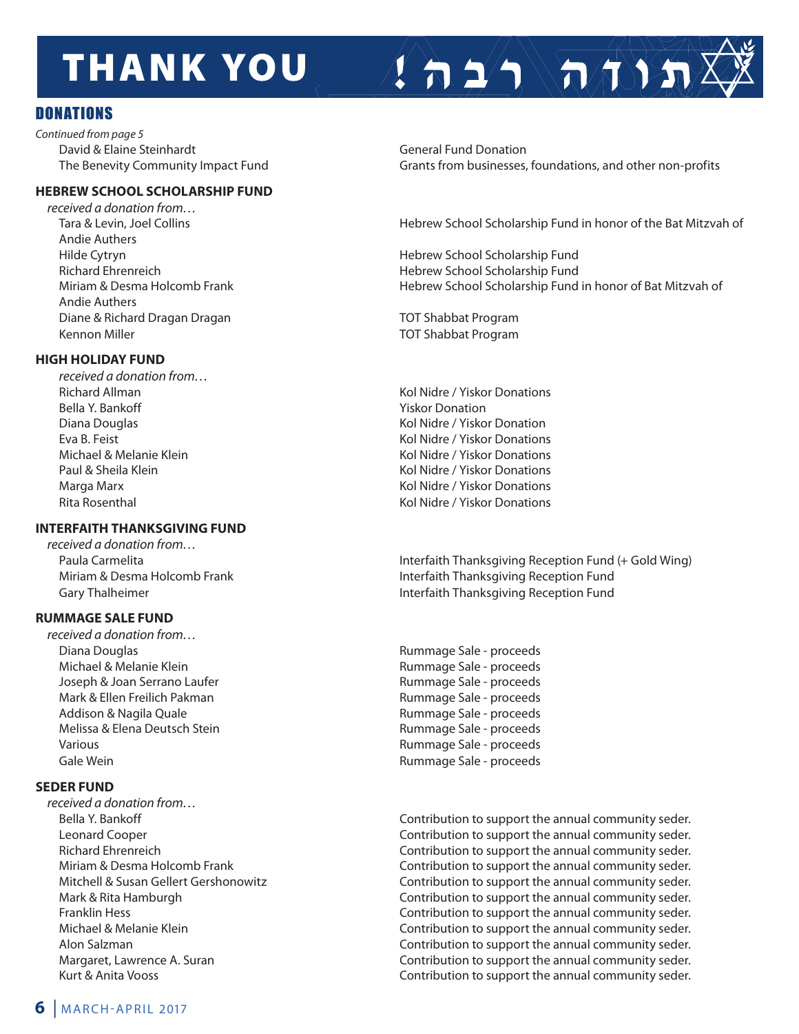// THANK YOU !תודה רבה

## DONATIONS

*Continued from page 5*

| | |
|---|---|
| David & Elaine Steinhardt | General Fund Donation |
| The Benevity Community Impact Fund | Grants from businesses, foundations, and other non-profits |

### HEBREW SCHOOL SCHOLARSHIP FUND

*received a donation from…*

| | |
|---|---|
| Tara & Levin, Joel Collins | Hebrew School Scholarship Fund in honor of the Bat Mitzvah of |
| Andie Authers | |
| Hilde Cytryn | Hebrew School Scholarship Fund |
| Richard Ehrenreich | Hebrew School Scholarship Fund |
| Miriam & Desma Holcomb Frank | Hebrew School Scholarship Fund in honor of Bat Mitzvah of |
| Andie Authers | |
| Diane & Richard Dragan Dragan | TOT Shabbat Program |
| Kennon Miller | TOT Shabbat Program |

### HIGH HOLIDAY FUND

*received a donation from…*

| | |
|---|---|
| Richard Allman | Kol Nidre / Yiskor Donations |
| Bella Y. Bankoff | Yiskor Donation |
| Diana Douglas | Kol Nidre / Yiskor Donation |
| Eva B. Feist | Kol Nidre / Yiskor Donations |
| Michael & Melanie Klein | Kol Nidre / Yiskor Donations |
| Paul & Sheila Klein | Kol Nidre / Yiskor Donations |
| Marga Marx | Kol Nidre / Yiskor Donations |
| Rita Rosenthal | Kol Nidre / Yiskor Donations |

### INTERFAITH THANKSGIVING FUND

*received a donation from…*

| | |
|---|---|
| Paula Carmelita | Interfaith Thanksgiving Reception Fund (+ Gold Wing) |
| Miriam & Desma Holcomb Frank | Interfaith Thanksgiving Reception Fund |
| Gary Thalheimer | Interfaith Thanksgiving Reception Fund |

### RUMMAGE SALE FUND

*received a donation from…*

| | |
|---|---|
| Diana Douglas | Rummage Sale - proceeds |
| Michael & Melanie Klein | Rummage Sale - proceeds |
| Joseph & Joan Serrano Laufer | Rummage Sale - proceeds |
| Mark & Ellen Freilich Pakman | Rummage Sale - proceeds |
| Addison & Nagila Quale | Rummage Sale - proceeds |
| Melissa & Elena Deutsch Stein | Rummage Sale - proceeds |
| Various | Rummage Sale - proceeds |
| Gale Wein | Rummage Sale - proceeds |

### SEDER FUND

*received a donation from…*

| | |
|---|---|
| Bella Y. Bankoff | Contribution to support the annual community seder. |
| Leonard Cooper | Contribution to support the annual community seder. |
| Richard Ehrenreich | Contribution to support the annual community seder. |
| Miriam & Desma Holcomb Frank | Contribution to support the annual community seder. |
| Mitchell & Susan Gellert Gershonowitz | Contribution to support the annual community seder. |
| Mark & Rita Hamburgh | Contribution to support the annual community seder. |
| Franklin Hess | Contribution to support the annual community seder. |
| Michael & Melanie Klein | Contribution to support the annual community seder. |
| Alon Salzman | Contribution to support the annual community seder. |
| Margaret, Lawrence A. Suran | Contribution to support the annual community seder. |
| Kurt & Anita Vooss | Contribution to support the annual community seder. |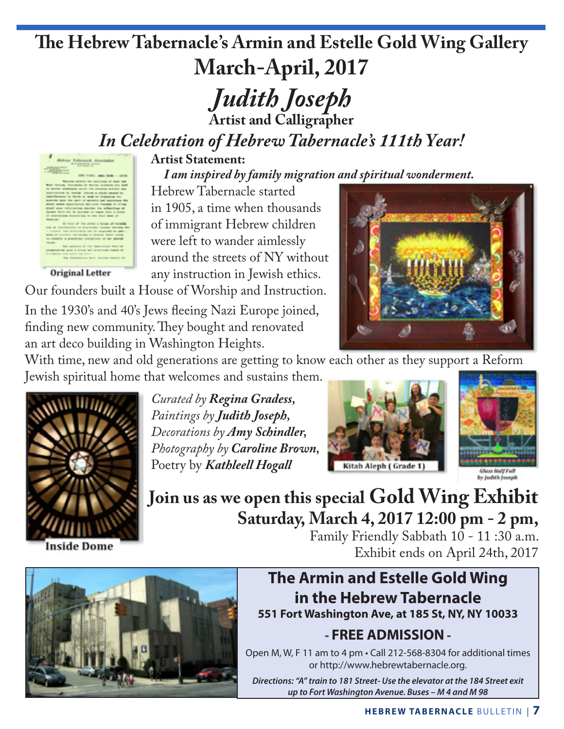# The Hebrew Tabernacle's Armin and Estelle Gold Wing Gallery

## March-April, 2017

## *Judith Joseph*

### Artist and Calligrapher

### *In Celebration of Hebrew Tabernacle's 111th Year!*

Original Letter

**Artist Statement:**

***I am inspired by family migration and spiritual wonderment.***

Hebrew Tabernacle started in 1905, a time when thousands of immigrant Hebrew children were left to wander aimlessly around the streets of NY without any instruction in Jewish ethics. Our founders built a House of Worship and Instruction.

In the 1930's and 40's Jews fleeing Nazi Europe joined, finding new community. They bought and renovated an art deco building in Washington Heights.

With time, new and old generations are getting to know each other as they support a Reform Jewish spiritual home that welcomes and sustains them.

Inside Dome

*Curated by* ***Regina Gradess,***
*Paintings by* ***Judith Joseph,***
*Decorations by* ***Amy Schindler,***
*Photography by* ***Caroline Brown,***
Poetry by ***Kathleell Hogall***

Kitah Aleph ( Grade 1)

Glass Half Full by Judith Joseph

## Join us as we open this special Gold Wing Exhibit

### Saturday, March 4, 2017 12:00 pm - 2 pm,

Family Friendly Sabbath 10 - 11 :30 a.m.
Exhibit ends on April 24th, 2017

## The Armin and Estelle Gold Wing in the Hebrew Tabernacle

**551 Fort Washington Ave, at 185 St, NY, NY 10033**

**- FREE ADMISSION -**

Open M, W, F 11 am to 4 pm • Call 212-568-8304 for additional times or http://www.hebrewtabernacle.org.

***Directions: "A" train to 181 Street- Use the elevator at the 184 Street exit up to Fort Washington Avenue. Buses – M 4 and M 98***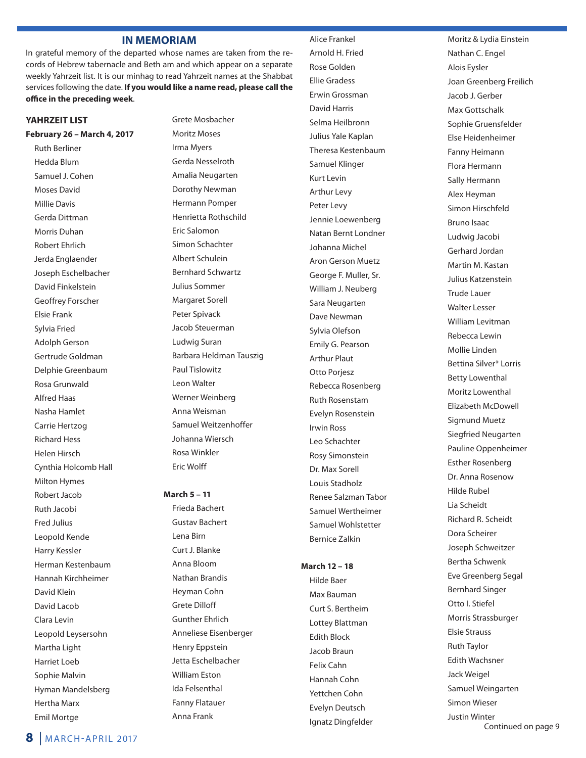## IN MEMORIAM

In grateful memory of the departed whose names are taken from the records of Hebrew tabernacle and Beth am and which appear on a separate weekly Yahrzeit list. It is our minhag to read Yahrzeit names at the Shabbat services following the date. **If you would like a name read, please call the office in the preceding week**.

### YAHRZEIT LIST

**February 26 – March 4, 2017**

Ruth Berliner
Hedda Blum
Samuel J. Cohen
Moses David
Millie Davis
Gerda Dittman
Morris Duhan
Robert Ehrlich
Jerda Englaender
Joseph Eschelbacher
David Finkelstein
Geoffrey Forscher
Elsie Frank
Sylvia Fried
Adolph Gerson
Gertrude Goldman
Delphie Greenbaum
Rosa Grunwald
Alfred Haas
Nasha Hamlet
Carrie Hertzog
Richard Hess
Helen Hirsch
Cynthia Holcomb Hall
Milton Hymes
Robert Jacob
Ruth Jacobi
Fred Julius
Leopold Kende
Harry Kessler
Herman Kestenbaum
Hannah Kirchheimer
David Klein
David Lacob
Clara Levin
Leopold Leysersohn
Martha Light
Harriet Loeb
Sophie Malvin
Hyman Mandelsberg
Hertha Marx
Emil Mortge
Grete Mosbacher
Moritz Moses
Irma Myers
Gerda Nesselroth
Amalia Neugarten
Dorothy Newman
Hermann Pomper
Henrietta Rothschild
Eric Salomon
Simon Schachter
Albert Schulein
Bernhard Schwartz
Julius Sommer
Margaret Sorell
Peter Spivack
Jacob Steuerman
Ludwig Suran
Barbara Heldman Tauszig
Paul Tislowitz
Leon Walter
Werner Weinberg
Anna Weisman
Samuel Weitzenhoffer
Johanna Wiersch
Rosa Winkler
Eric Wolff

**March 5 – 11**

Frieda Bachert
Gustav Bachert
Lena Birn
Curt J. Blanke
Anna Bloom
Nathan Brandis
Heyman Cohn
Grete Dilloff
Gunther Ehrlich
Anneliese Eisenberger
Henry Eppstein
Jetta Eschelbacher
William Eston
Ida Felsenthal
Fanny Flatauer
Anna Frank
Alice Frankel
Arnold H. Fried
Rose Golden
Ellie Gradess
Erwin Grossman
David Harris
Selma Heilbronn
Julius Yale Kaplan
Theresa Kestenbaum
Samuel Klinger
Kurt Levin
Arthur Levy
Peter Levy
Jennie Loewenberg
Natan Bernt Londner
Johanna Michel
Aron Gerson Muetz
George F. Muller, Sr.
William J. Neuberg
Sara Neugarten
Dave Newman
Sylvia Olefson
Emily G. Pearson
Arthur Plaut
Otto Porjesz
Rebecca Rosenberg
Ruth Rosenstam
Evelyn Rosenstein
Irwin Ross
Leo Schachter
Rosy Simonstein
Dr. Max Sorell
Louis Stadholz
Renee Salzman Tabor
Samuel Wertheimer
Samuel Wohlstetter
Bernice Zalkin

**March 12 – 18**

Hilde Baer
Max Bauman
Curt S. Bertheim
Lottey Blattman
Edith Block
Jacob Braun
Felix Cahn
Hannah Cohn
Yettchen Cohn
Evelyn Deutsch
Ignatz Dingfelder
Moritz & Lydia Einstein
Nathan C. Engel
Alois Eysler
Joan Greenberg Freilich
Jacob J. Gerber
Max Gottschalk
Sophie Gruensfelder
Else Heidenheimer
Fanny Heimann
Flora Hermann
Sally Hermann
Alex Heyman
Simon Hirschfeld
Bruno Isaac
Ludwig Jacobi
Gerhard Jordan
Martin M. Kastan
Julius Katzenstein
Trude Lauer
Walter Lesser
William Levitman
Rebecca Lewin
Mollie Linden
Bettina Silver* Lorris
Betty Lowenthal
Moritz Lowenthal
Elizabeth McDowell
Sigmund Muetz
Siegfried Neugarten
Pauline Oppenheimer
Esther Rosenberg
Dr. Anna Rosenow
Hilde Rubel
Lia Scheidt
Richard R. Scheidt
Dora Scheirer
Joseph Schweitzer
Bertha Schwenk
Eve Greenberg Segal
Bernhard Singer
Otto I. Stiefel
Morris Strassburger
Elsie Strauss
Ruth Taylor
Edith Wachsner
Jack Weigel
Samuel Weingarten
Simon Wieser
Justin Winter

Continued on page 9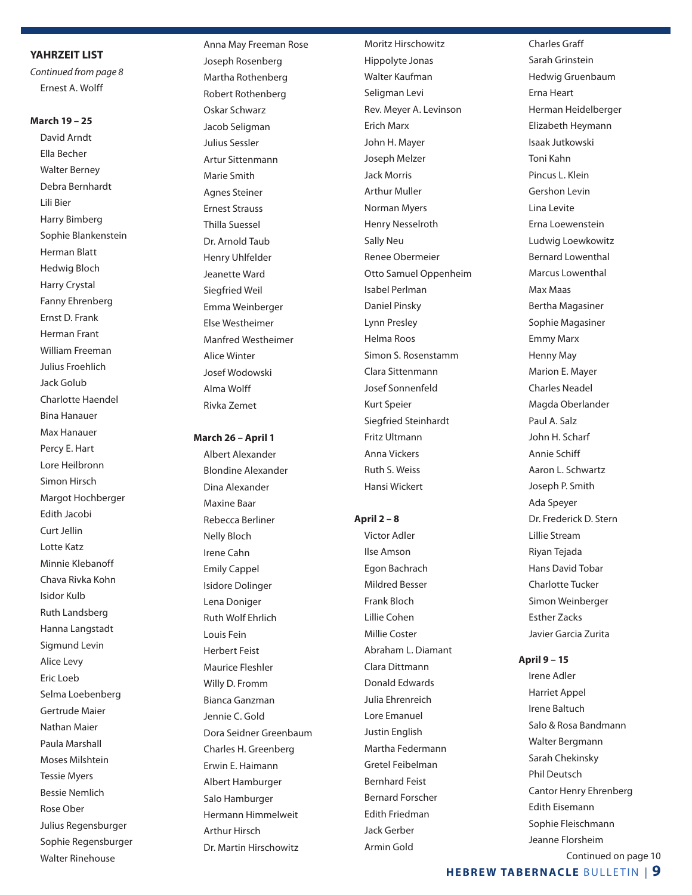## YAHRZEIT LIST

*Continued from page 8*

Ernest A. Wolff

**March 19 – 25**

David Arndt
Ella Becher
Walter Berney
Debra Bernhardt
Lili Bier
Harry Bimberg
Sophie Blankenstein
Herman Blatt
Hedwig Bloch
Harry Crystal
Fanny Ehrenberg
Ernst D. Frank
Herman Frant
William Freeman
Julius Froehlich
Jack Golub
Charlotte Haendel
Bina Hanauer
Max Hanauer
Percy E. Hart
Lore Heilbronn
Simon Hirsch
Margot Hochberger
Edith Jacobi
Curt Jellin
Lotte Katz
Minnie Klebanoff
Chava Rivka Kohn
Isidor Kulb
Ruth Landsberg
Hanna Langstadt
Sigmund Levin
Alice Levy
Eric Loeb
Selma Loebenberg
Gertrude Maier
Nathan Maier
Paula Marshall
Moses Milshtein
Tessie Myers
Bessie Nemlich
Rose Ober
Julius Regensburger
Sophie Regensburger
Walter Rinehouse
Anna May Freeman Rose
Joseph Rosenberg
Martha Rothenberg
Robert Rothenberg
Oskar Schwarz
Jacob Seligman
Julius Sessler
Artur Sittenmann
Marie Smith
Agnes Steiner
Ernest Strauss
Thilla Suessel
Dr. Arnold Taub
Henry Uhlfelder
Jeanette Ward
Siegfried Weil
Emma Weinberger
Else Westheimer
Manfred Westheimer
Alice Winter
Josef Wodowski
Alma Wolff
Rivka Zemet

**March 26 – April 1**

Albert Alexander
Blondine Alexander
Dina Alexander
Maxine Baar
Rebecca Berliner
Nelly Bloch
Irene Cahn
Emily Cappel
Isidore Dolinger
Lena Doniger
Ruth Wolf Ehrlich
Louis Fein
Herbert Feist
Maurice Fleshler
Willy D. Fromm
Bianca Ganzman
Jennie C. Gold
Dora Seidner Greenbaum
Charles H. Greenberg
Erwin E. Haimann
Albert Hamburger
Salo Hamburger
Hermann Himmelweit
Arthur Hirsch
Dr. Martin Hirschowitz
Moritz Hirschowitz
Hippolyte Jonas
Walter Kaufman
Seligman Levi
Rev. Meyer A. Levinson
Erich Marx
John H. Mayer
Joseph Melzer
Jack Morris
Arthur Muller
Norman Myers
Henry Nesselroth
Sally Neu
Renee Obermeier
Otto Samuel Oppenheim
Isabel Perlman
Daniel Pinsky
Lynn Presley
Helma Roos
Simon S. Rosenstamm
Clara Sittenmann
Josef Sonnenfeld
Kurt Speier
Siegfried Steinhardt
Fritz Ultmann
Anna Vickers
Ruth S. Weiss
Hansi Wickert

**April 2 – 8**

Victor Adler
Ilse Amson
Egon Bachrach
Mildred Besser
Frank Bloch
Lillie Cohen
Millie Coster
Abraham L. Diamant
Clara Dittmann
Donald Edwards
Julia Ehrenreich
Lore Emanuel
Justin English
Martha Federmann
Gretel Feibelman
Bernhard Feist
Bernard Forscher
Edith Friedman
Jack Gerber
Armin Gold
Charles Graff
Sarah Grinstein
Hedwig Gruenbaum
Erna Heart
Herman Heidelberger
Elizabeth Heymann
Isaak Jutkowski
Toni Kahn
Pincus L. Klein
Gershon Levin
Lina Levite
Erna Loewenstein
Ludwig Loewkowitz
Bernard Lowenthal
Marcus Lowenthal
Max Maas
Bertha Magasiner
Sophie Magasiner
Emmy Marx
Henny May
Marion E. Mayer
Charles Neadel
Magda Oberlander
Paul A. Salz
John H. Scharf
Annie Schiff
Aaron L. Schwartz
Joseph P. Smith
Ada Speyer
Dr. Frederick D. Stern
Lillie Stream
Riyan Tejada
Hans David Tobar
Charlotte Tucker
Simon Weinberger
Esther Zacks
Javier Garcia Zurita

**April 9 – 15**

Irene Adler
Harriet Appel
Irene Baltuch
Salo & Rosa Bandmann
Walter Bergmann
Sarah Chekinsky
Phil Deutsch
Cantor Henry Ehrenberg
Edith Eisemann
Sophie Fleischmann
Jeanne Florsheim

Continued on page 10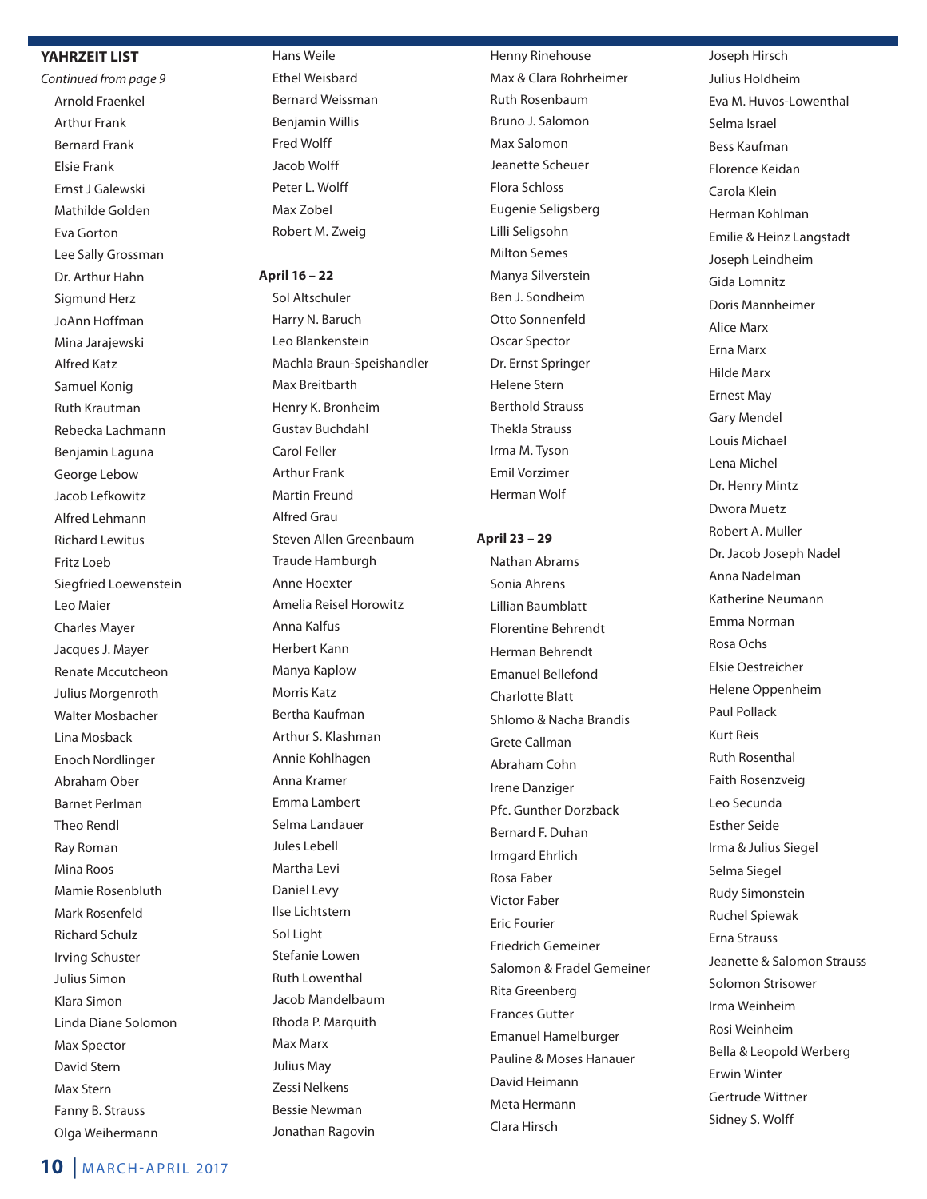**YAHRZEIT LIST**

*Continued from page 9*

Arnold Fraenkel
Arthur Frank
Bernard Frank
Elsie Frank
Ernst J Galewski
Mathilde Golden
Eva Gorton
Lee Sally Grossman
Dr. Arthur Hahn
Sigmund Herz
JoAnn Hoffman
Mina Jarajewski
Alfred Katz
Samuel Konig
Ruth Krautman
Rebecka Lachmann
Benjamin Laguna
George Lebow
Jacob Lefkowitz
Alfred Lehmann
Richard Lewitus
Fritz Loeb
Siegfried Loewenstein
Leo Maier
Charles Mayer
Jacques J. Mayer
Renate Mccutcheon
Julius Morgenroth
Walter Mosbacher
Lina Mosback
Enoch Nordlinger
Abraham Ober
Barnet Perlman
Theo Rendl
Ray Roman
Mina Roos
Mamie Rosenbluth
Mark Rosenfeld
Richard Schulz
Irving Schuster
Julius Simon
Klara Simon
Linda Diane Solomon
Max Spector
David Stern
Max Stern
Fanny B. Strauss
Olga Weihermann
Hans Weile
Ethel Weisbard
Bernard Weissman
Benjamin Willis
Fred Wolff
Jacob Wolff
Peter L. Wolff
Max Zobel
Robert M. Zweig

**April 16 – 22**

Sol Altschuler
Harry N. Baruch
Leo Blankenstein
Machla Braun-Speishandler
Max Breitbarth
Henry K. Bronheim
Gustav Buchdahl
Carol Feller
Arthur Frank
Martin Freund
Alfred Grau
Steven Allen Greenbaum
Traude Hamburgh
Anne Hoexter
Amelia Reisel Horowitz
Anna Kalfus
Herbert Kann
Manya Kaplow
Morris Katz
Bertha Kaufman
Arthur S. Klashman
Annie Kohlhagen
Anna Kramer
Emma Lambert
Selma Landauer
Jules Lebell
Martha Levi
Daniel Levy
Ilse Lichtstern
Sol Light
Stefanie Lowen
Ruth Lowenthal
Jacob Mandelbaum
Rhoda P. Marquith
Max Marx
Julius May
Zessi Nelkens
Bessie Newman
Jonathan Ragovin
Henny Rinehouse
Max & Clara Rohrheimer
Ruth Rosenbaum
Bruno J. Salomon
Max Salomon
Jeanette Scheuer
Flora Schloss
Eugenie Seligsberg
Lilli Seligsohn
Milton Semes
Manya Silverstein
Ben J. Sondheim
Otto Sonnenfeld
Oscar Spector
Dr. Ernst Springer
Helene Stern
Berthold Strauss
Thekla Strauss
Irma M. Tyson
Emil Vorzimer
Herman Wolf

**April 23 – 29**

Nathan Abrams
Sonia Ahrens
Lillian Baumblatt
Florentine Behrendt
Herman Behrendt
Emanuel Bellefond
Charlotte Blatt
Shlomo & Nacha Brandis
Grete Callman
Abraham Cohn
Irene Danziger
Pfc. Gunther Dorzback
Bernard F. Duhan
Irmgard Ehrlich
Rosa Faber
Victor Faber
Eric Fourier
Friedrich Gemeiner
Salomon & Fradel Gemeiner
Rita Greenberg
Frances Gutter
Emanuel Hamelburger
Pauline & Moses Hanauer
David Heimann
Meta Hermann
Clara Hirsch
Joseph Hirsch
Julius Holdheim
Eva M. Huvos-Lowenthal
Selma Israel
Bess Kaufman
Florence Keidan
Carola Klein
Herman Kohlman
Emilie & Heinz Langstadt
Joseph Leindheim
Gida Lomnitz
Doris Mannheimer
Alice Marx
Erna Marx
Hilde Marx
Ernest May
Gary Mendel
Louis Michael
Lena Michel
Dr. Henry Mintz
Dwora Muetz
Robert A. Muller
Dr. Jacob Joseph Nadel
Anna Nadelman
Katherine Neumann
Emma Norman
Rosa Ochs
Elsie Oestreicher
Helene Oppenheim
Paul Pollack
Kurt Reis
Ruth Rosenthal
Faith Rosenzveig
Leo Secunda
Esther Seide
Irma & Julius Siegel
Selma Siegel
Rudy Simonstein
Ruchel Spiewak
Erna Strauss
Jeanette & Salomon Strauss
Solomon Strisower
Irma Weinheim
Rosi Weinheim
Bella & Leopold Werberg
Erwin Winter
Gertrude Wittner
Sidney S. Wolff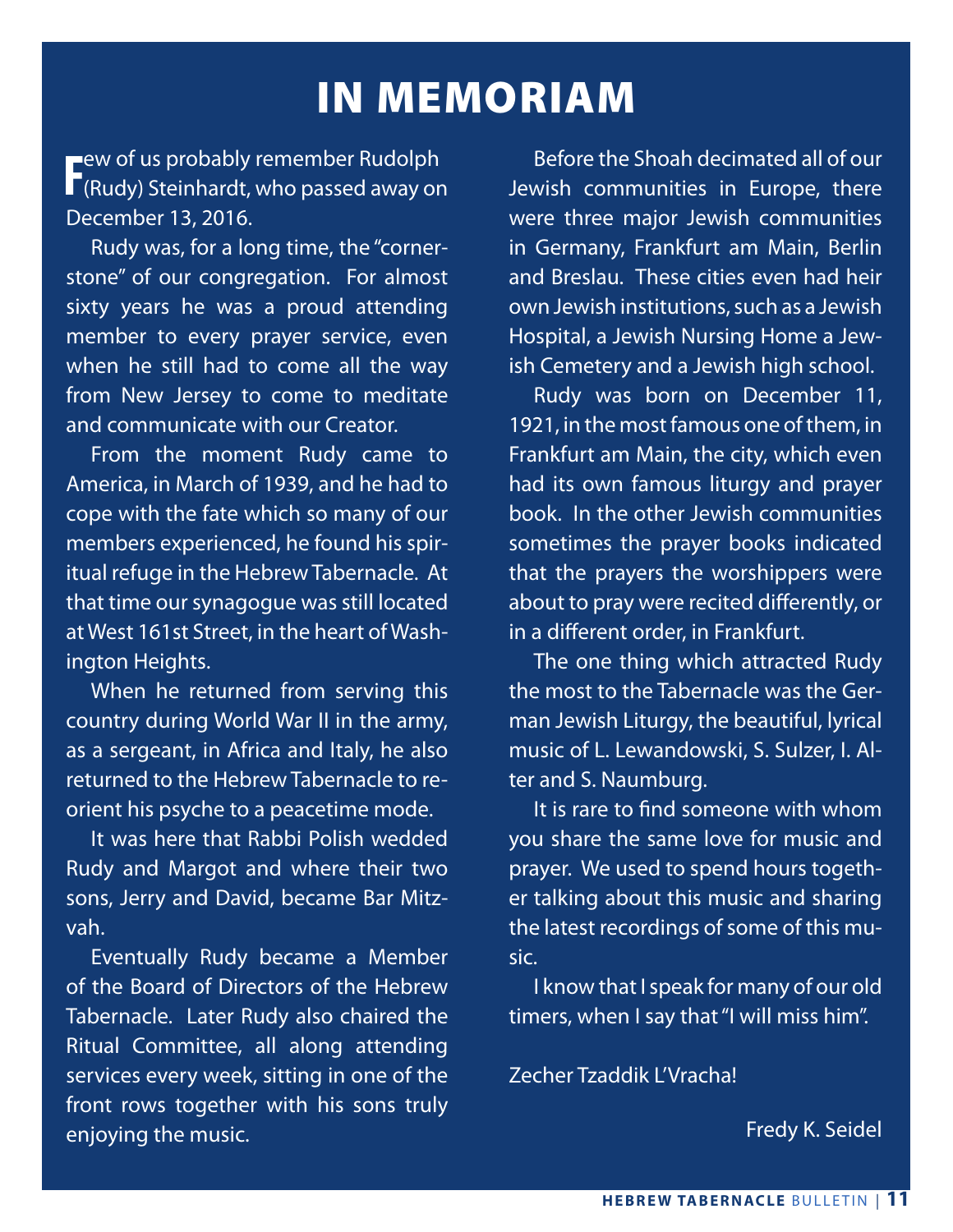# IN MEMORIAM

Few of us probably remember Rudolph (Rudy) Steinhardt, who passed away on December 13, 2016.

Rudy was, for a long time, the "cornerstone" of our congregation. For almost sixty years he was a proud attending member to every prayer service, even when he still had to come all the way from New Jersey to come to meditate and communicate with our Creator.

From the moment Rudy came to America, in March of 1939, and he had to cope with the fate which so many of our members experienced, he found his spiritual refuge in the Hebrew Tabernacle. At that time our synagogue was still located at West 161st Street, in the heart of Washington Heights.

When he returned from serving this country during World War II in the army, as a sergeant, in Africa and Italy, he also returned to the Hebrew Tabernacle to reorient his psyche to a peacetime mode.

It was here that Rabbi Polish wedded Rudy and Margot and where their two sons, Jerry and David, became Bar Mitzvah.

Eventually Rudy became a Member of the Board of Directors of the Hebrew Tabernacle. Later Rudy also chaired the Ritual Committee, all along attending services every week, sitting in one of the front rows together with his sons truly enjoying the music.

Before the Shoah decimated all of our Jewish communities in Europe, there were three major Jewish communities in Germany, Frankfurt am Main, Berlin and Breslau. These cities even had heir own Jewish institutions, such as a Jewish Hospital, a Jewish Nursing Home a Jewish Cemetery and a Jewish high school.

Rudy was born on December 11, 1921, in the most famous one of them, in Frankfurt am Main, the city, which even had its own famous liturgy and prayer book. In the other Jewish communities sometimes the prayer books indicated that the prayers the worshippers were about to pray were recited differently, or in a different order, in Frankfurt.

The one thing which attracted Rudy the most to the Tabernacle was the German Jewish Liturgy, the beautiful, lyrical music of L. Lewandowski, S. Sulzer, I. Alter and S. Naumburg.

It is rare to find someone with whom you share the same love for music and prayer. We used to spend hours together talking about this music and sharing the latest recordings of some of this music.

I know that I speak for many of our old timers, when I say that "I will miss him".

Zecher Tzaddik L'Vracha!

Fredy K. Seidel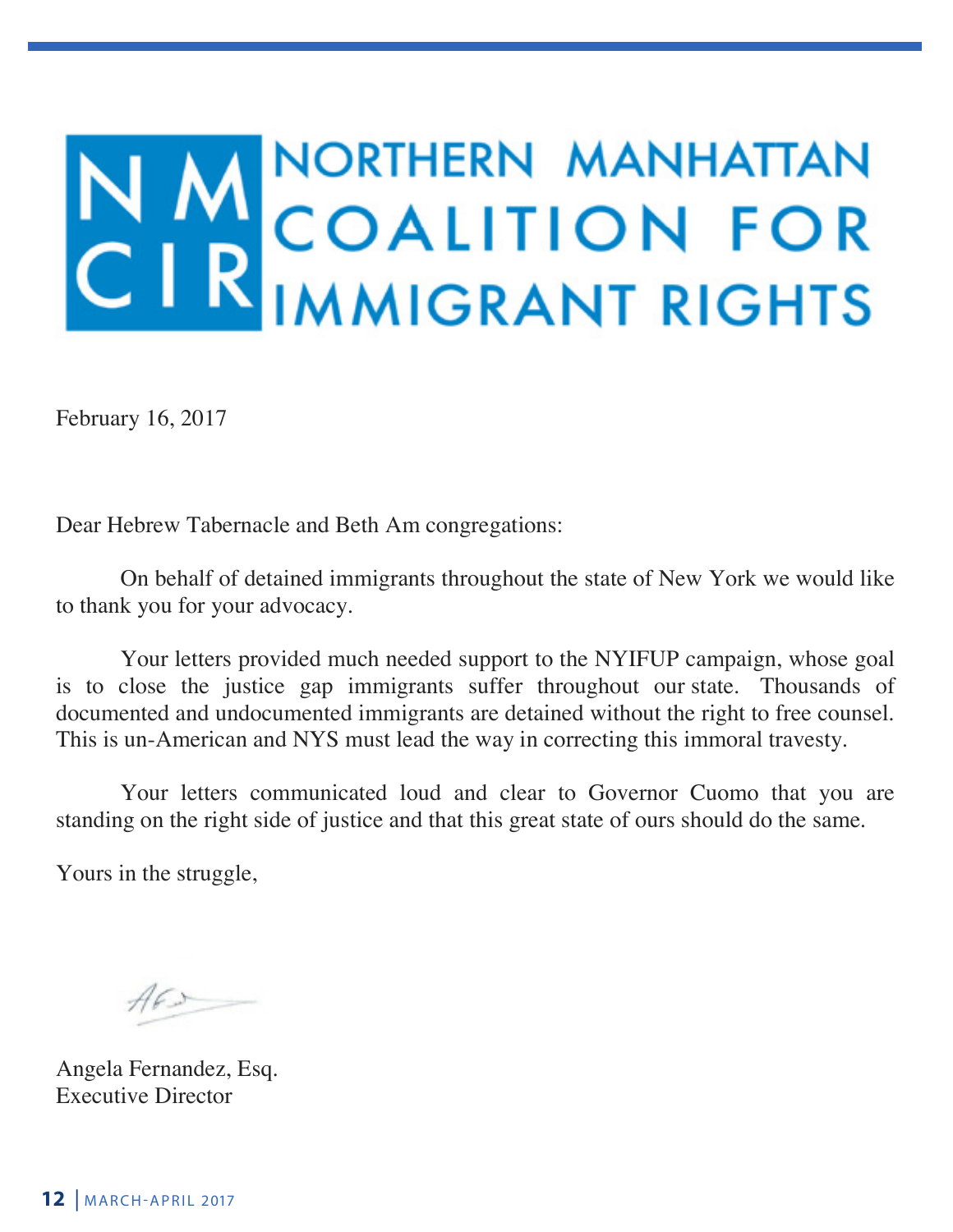# NORTHERN MANHATTAN COALITION FOR IMMIGRANT RIGHTS

February 16, 2017

Dear Hebrew Tabernacle and Beth Am congregations:

On behalf of detained immigrants throughout the state of New York we would like to thank you for your advocacy.

Your letters provided much needed support to the NYIFUP campaign, whose goal is to close the justice gap immigrants suffer throughout our state. Thousands of documented and undocumented immigrants are detained without the right to free counsel. This is un-American and NYS must lead the way in correcting this immoral travesty.

Your letters communicated loud and clear to Governor Cuomo that you are standing on the right side of justice and that this great state of ours should do the same.

Yours in the struggle,

Angela Fernandez, Esq.
Executive Director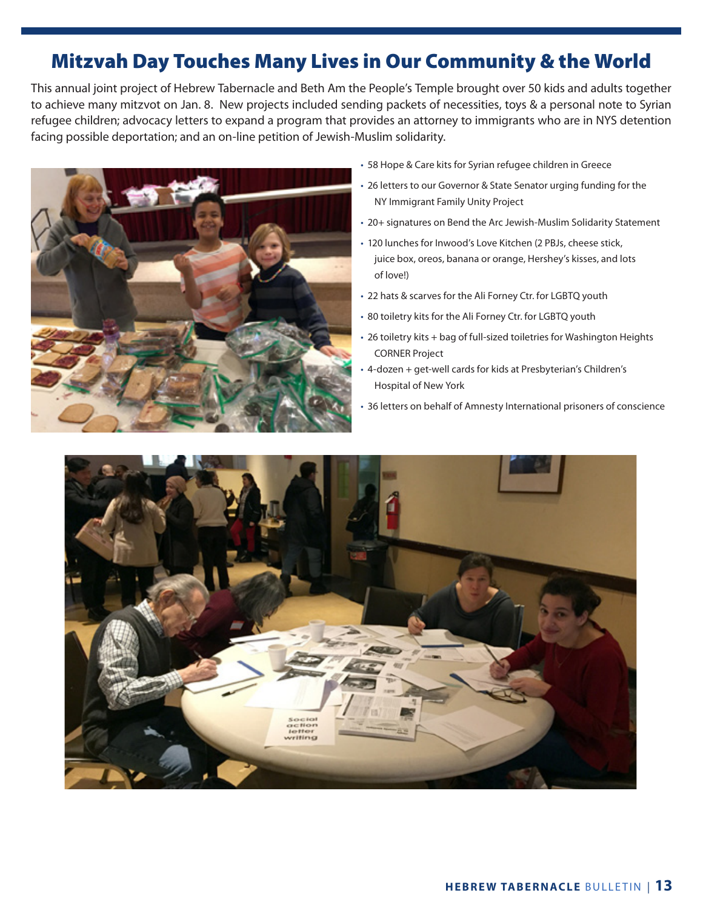# Mitzvah Day Touches Many Lives in Our Community & the World

This annual joint project of Hebrew Tabernacle and Beth Am the People's Temple brought over 50 kids and adults together to achieve many mitzvot on Jan. 8. New projects included sending packets of necessities, toys & a personal note to Syrian refugee children; advocacy letters to expand a program that provides an attorney to immigrants who are in NYS detention facing possible deportation; and an on-line petition of Jewish-Muslim solidarity.

- 58 Hope & Care kits for Syrian refugee children in Greece
- 26 letters to our Governor & State Senator urging funding for the NY Immigrant Family Unity Project
- 20+ signatures on Bend the Arc Jewish-Muslim Solidarity Statement
- 120 lunches for Inwood's Love Kitchen (2 PBJs, cheese stick, juice box, oreos, banana or orange, Hershey's kisses, and lots of love!)
- 22 hats & scarves for the Ali Forney Ctr. for LGBTQ youth
- 80 toiletry kits for the Ali Forney Ctr. for LGBTQ youth
- 26 toiletry kits + bag of full-sized toiletries for Washington Heights CORNER Project
- 4-dozen + get-well cards for kids at Presbyterian's Children's Hospital of New York
- 36 letters on behalf of Amnesty International prisoners of conscience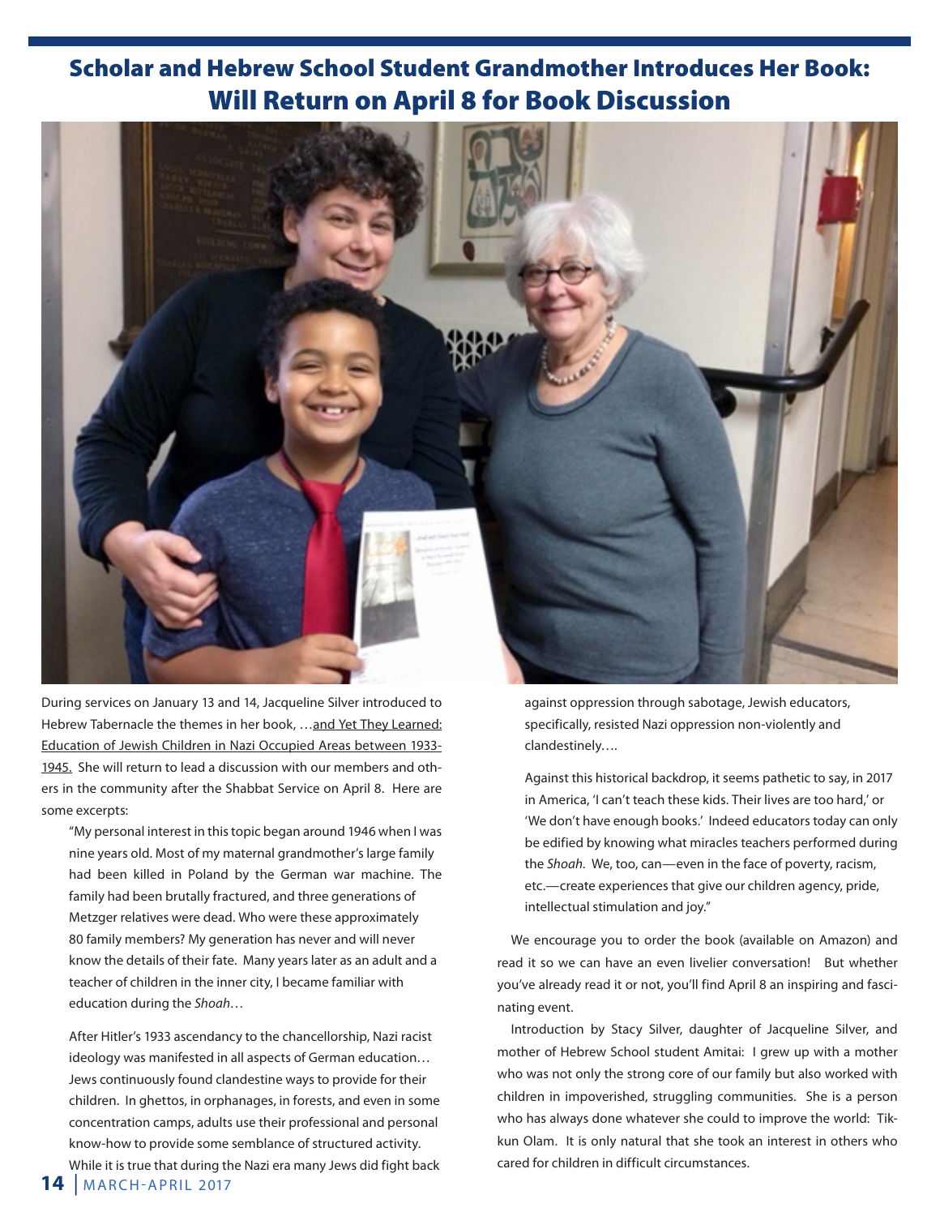# Scholar and Hebrew School Student Grandmother Introduces Her Book: Will Return on April 8 for Book Discussion

During services on January 13 and 14, Jacqueline Silver introduced to Hebrew Tabernacle the themes in her book, …and Yet They Learned: Education of Jewish Children in Nazi Occupied Areas between 1933-1945. She will return to lead a discussion with our members and others in the community after the Shabbat Service on April 8. Here are some excerpts:

> "My personal interest in this topic began around 1946 when I was nine years old. Most of my maternal grandmother's large family had been killed in Poland by the German war machine. The family had been brutally fractured, and three generations of Metzger relatives were dead. Who were these approximately 80 family members? My generation has never and will never know the details of their fate. Many years later as an adult and a teacher of children in the inner city, I became familiar with education during the *Shoah*…
>
> After Hitler's 1933 ascendancy to the chancellorship, Nazi racist ideology was manifested in all aspects of German education… Jews continuously found clandestine ways to provide for their children. In ghettos, in orphanages, in forests, and even in some concentration camps, adults use their professional and personal know-how to provide some semblance of structured activity. While it is true that during the Nazi era many Jews did fight back against oppression through sabotage, Jewish educators, specifically, resisted Nazi oppression non-violently and clandestinely….
>
> Against this historical backdrop, it seems pathetic to say, in 2017 in America, 'I can't teach these kids. Their lives are too hard,' or 'We don't have enough books.' Indeed educators today can only be edified by knowing what miracles teachers performed during the *Shoah*. We, too, can—even in the face of poverty, racism, etc.—create experiences that give our children agency, pride, intellectual stimulation and joy."

We encourage you to order the book (available on Amazon) and read it so we can have an even livelier conversation! But whether you've already read it or not, you'll find April 8 an inspiring and fascinating event.

Introduction by Stacy Silver, daughter of Jacqueline Silver, and mother of Hebrew School student Amitai: I grew up with a mother who was not only the strong core of our family but also worked with children in impoverished, struggling communities. She is a person who has always done whatever she could to improve the world: Tikkun Olam. It is only natural that she took an interest in others who cared for children in difficult circumstances.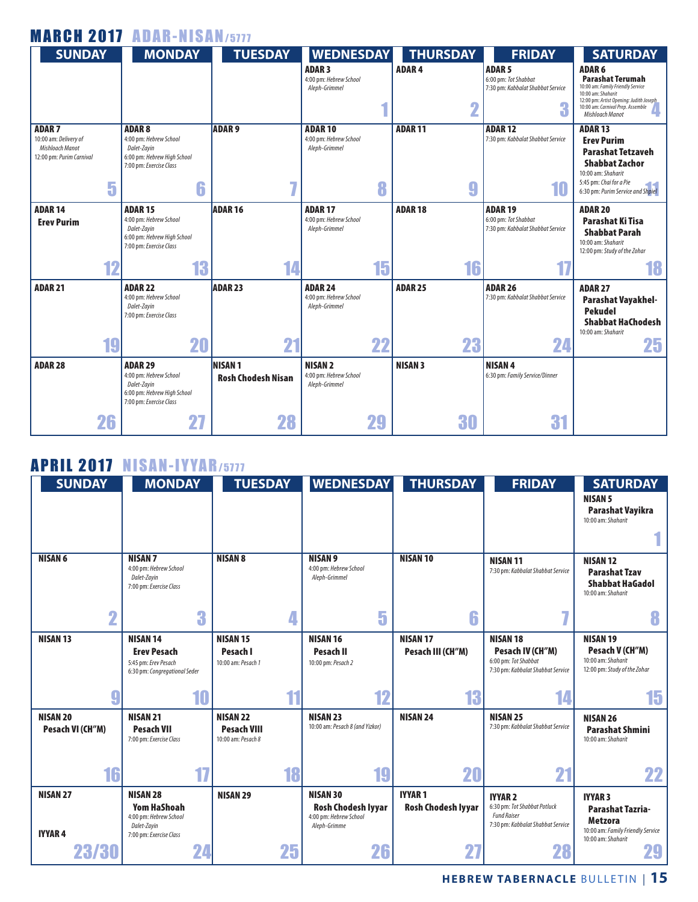## MARCH 2017 ADAR-NISAN/5777

| SUNDAY | MONDAY | TUESDAY | WEDNESDAY | THURSDAY | FRIDAY | SATURDAY |
|---|---|---|---|---|---|---|
| | | | **ADAR 3**<br>4:00 pm: *Hebrew School Aleph-Grimmel*<br>**1** | **ADAR 4**<br>**2** | **ADAR 5**<br>6:00 pm: *Tot Shabbat*<br>7:30 pm: *Kabbalat Shabbat Service*<br>**3** | **ADAR 6**<br>**Parashat Terumah**<br>10:00 am: *Family Friendly Service*<br>10:00 am: *Shaharit*<br>12:00 pm: *Artist Opening: Judith Joseph*<br>10:00 am: *Carnival Prep. Assemble Mishloach Manot*<br>**4** |
| **ADAR 7**<br>10:00 am: *Delivery of Mishloach Manot*<br>12:00 pm: *Purim Carnival*<br>**5** | **ADAR 8**<br>4:00 pm: *Hebrew School Dalet-Zayin*<br>6:00 pm: *Hebrew High School*<br>7:00 pm: *Exercise Class*<br>**6** | **ADAR 9**<br>**7** | **ADAR 10**<br>4:00 pm: *Hebrew School Aleph-Grimmel*<br>**8** | **ADAR 11**<br>**9** | **ADAR 12**<br>7:30 pm: *Kabbalat Shabbat Service*<br>**10** | **ADAR 13**<br>**Erev Purim**<br>**Parashat Tetzaveh**<br>**Shabbat Zachor**<br>10:00 am: *Shaharit*<br>5:45 pm: *Chai for a Pie*<br>6:30 pm: *Purim Service and Shpiel*<br>**11** |
| **ADAR 14**<br>**Erev Purim**<br>**12** | **ADAR 15**<br>4:00 pm: *Hebrew School Dalet-Zayin*<br>6:00 pm: *Hebrew High School*<br>7:00 pm: *Exercise Class*<br>**13** | **ADAR 16**<br>**14** | **ADAR 17**<br>4:00 pm: *Hebrew School Aleph-Grimmel*<br>**15** | **ADAR 18**<br>**16** | **ADAR 19**<br>6:00 pm: *Tot Shabbat*<br>7:30 pm: *Kabbalat Shabbat Service*<br>**17** | **ADAR 20**<br>**Parashat Ki Tisa**<br>**Shabbat Parah**<br>10:00 am: *Shaharit*<br>12:00 pm: *Study of the Zohar*<br>**18** |
| **ADAR 21**<br>**19** | **ADAR 22**<br>4:00 pm: *Hebrew School Dalet-Zayin*<br>7:00 pm: *Exercise Class*<br>**20** | **ADAR 23**<br>**21** | **ADAR 24**<br>4:00 pm: *Hebrew School Aleph-Grimmel*<br>**22** | **ADAR 25**<br>**23** | **ADAR 26**<br>7:30 pm: *Kabbalat Shabbat Service*<br>**24** | **ADAR 27**<br>**Parashat Vayakhel-Pekudel**<br>**Shabbat HaChodesh**<br>10:00 am: *Shaharit*<br>**25** |
| **ADAR 28**<br>**26** | **ADAR 29**<br>4:00 pm: *Hebrew School Dalet-Zayin*<br>6:00 pm: *Hebrew High School*<br>7:00 pm: *Exercise Class*<br>**27** | **NISAN 1**<br>**Rosh Chodesh Nisan**<br>**28** | **NISAN 2**<br>4:00 pm: *Hebrew School Aleph-Grimmel*<br>**29** | **NISAN 3**<br>**30** | **NISAN 4**<br>6:30 pm: *Family Service/Dinner*<br>**31** | |

## APRIL 2017 NISAN-IYYAR/5777

| SUNDAY | MONDAY | TUESDAY | WEDNESDAY | THURSDAY | FRIDAY | SATURDAY |
|---|---|---|---|---|---|---|
| | | | | | | **NISAN 5**<br>**Parashat Vayikra**<br>10:00 am: *Shaharit*<br>**1** |
| **NISAN 6**<br>**2** | **NISAN 7**<br>4:00 pm: *Hebrew School Dalet-Zayin*<br>7:00 pm: *Exercise Class*<br>**3** | **NISAN 8**<br>**4** | **NISAN 9**<br>4:00 pm: *Hebrew School Aleph-Grimmel*<br>**5** | **NISAN 10**<br>**6** | **NISAN 11**<br>7:30 pm: *Kabbalat Shabbat Service*<br>**7** | **NISAN 12**<br>**Parashat Tzav**<br>**Shabbat HaGadol**<br>10:00 am: *Shaharit*<br>**8** |
| **NISAN 13**<br>**9** | **NISAN 14**<br>**Erev Pesach**<br>5:45 pm: *Erev Pesach*<br>6:30 pm: *Congregational Seder*<br>**10** | **NISAN 15**<br>**Pesach I**<br>10:00 am: *Pesach 1*<br>**11** | **NISAN 16**<br>**Pesach II**<br>10:00 pm: *Pesach 2*<br>**12** | **NISAN 17**<br>**Pesach III (CH"M)**<br>**13** | **NISAN 18**<br>**Pesach IV (CH"M)**<br>6:00 pm: *Tot Shabbat*<br>7:30 pm: *Kabbalat Shabbat Service*<br>**14** | **NISAN 19**<br>**Pesach V (CH"M)**<br>10:00 am: *Shaharit*<br>12:00 pm: *Study of the Zohar*<br>**15** |
| **NISAN 20**<br>**Pesach VI (CH"M)**<br>**16** | **NISAN 21**<br>**Pesach VII**<br>7:00 pm: *Exercise Class*<br>**17** | **NISAN 22**<br>**Pesach VIII**<br>10:00 am: *Pesach 8*<br>**18** | **NISAN 23**<br>10:00 am: *Pesach 8 (and Yizkor)*<br>**19** | **NISAN 24**<br>**20** | **NISAN 25**<br>7:30 pm: *Kabbalat Shabbat Service*<br>**21** | **NISAN 26**<br>**Parashat Shmini**<br>10:00 am: *Shaharit*<br>**22** |
| **NISAN 27**<br>**IYYAR 4**<br>**23/30** | **NISAN 28**<br>**Yom HaShoah**<br>4:00 pm: *Hebrew School Dalet-Zayin*<br>7:00 pm: *Exercise Class*<br>**24** | **NISAN 29**<br>**25** | **NISAN 30**<br>**Rosh Chodesh Iyyar**<br>4:00 pm: *Hebrew School Aleph-Grimme*<br>**26** | **IYYAR 1**<br>**Rosh Chodesh Iyyar**<br>**27** | **IYYAR 2**<br>6:30 pm: *Tot Shabbat Potluck Fund Raiser*<br>7:30 pm: *Kabbalat Shabbat Service*<br>**28** | **IYYAR 3**<br>**Parashat Tazria-Metzora**<br>10:00 am: *Family Friendly Service*<br>10:00 am: *Shaharit*<br>**29** |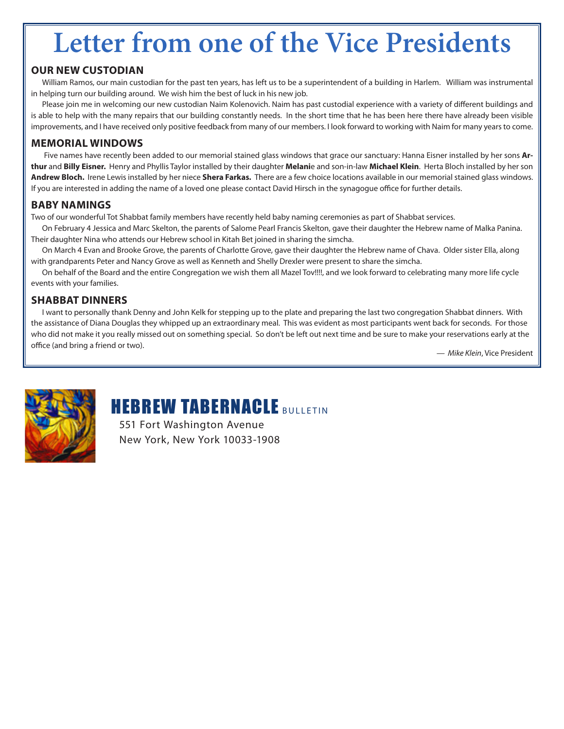# Letter from one of the Vice Presidents

### OUR NEW CUSTODIAN

William Ramos, our main custodian for the past ten years, has left us to be a superintendent of a building in Harlem. William was instrumental in helping turn our building around. We wish him the best of luck in his new job.

Please join me in welcoming our new custodian Naim Kolenovich. Naim has past custodial experience with a variety of different buildings and is able to help with the many repairs that our building constantly needs. In the short time that he has been here there have already been visible improvements, and I have received only positive feedback from many of our members. I look forward to working with Naim for many years to come.

### MEMORIAL WINDOWS

Five names have recently been added to our memorial stained glass windows that grace our sanctuary: Hanna Eisner installed by her sons **Arthur** and **Billy Eisner.** Henry and Phyllis Taylor installed by their daughter **Melani**e and son-in-law **Michael Klein**. Herta Bloch installed by her son **Andrew Bloch.** Irene Lewis installed by her niece **Shera Farkas.** There are a few choice locations available in our memorial stained glass windows. If you are interested in adding the name of a loved one please contact David Hirsch in the synagogue office for further details.

### BABY NAMINGS

Two of our wonderful Tot Shabbat family members have recently held baby naming ceremonies as part of Shabbat services.

On February 4 Jessica and Marc Skelton, the parents of Salome Pearl Francis Skelton, gave their daughter the Hebrew name of Malka Panina. Their daughter Nina who attends our Hebrew school in Kitah Bet joined in sharing the simcha.

On March 4 Evan and Brooke Grove, the parents of Charlotte Grove, gave their daughter the Hebrew name of Chava. Older sister Ella, along with grandparents Peter and Nancy Grove as well as Kenneth and Shelly Drexler were present to share the simcha.

On behalf of the Board and the entire Congregation we wish them all Mazel Tov!!!!, and we look forward to celebrating many more life cycle events with your families.

### SHABBAT DINNERS

I want to personally thank Denny and John Kelk for stepping up to the plate and preparing the last two congregation Shabbat dinners. With the assistance of Diana Douglas they whipped up an extraordinary meal. This was evident as most participants went back for seconds. For those who did not make it you really missed out on something special. So don't be left out next time and be sure to make your reservations early at the office (and bring a friend or two).

— *Mike Klein*, Vice President

**HEBREW TABERNACLE** BULLETIN

551 Fort Washington Avenue
New York, New York 10033-1908